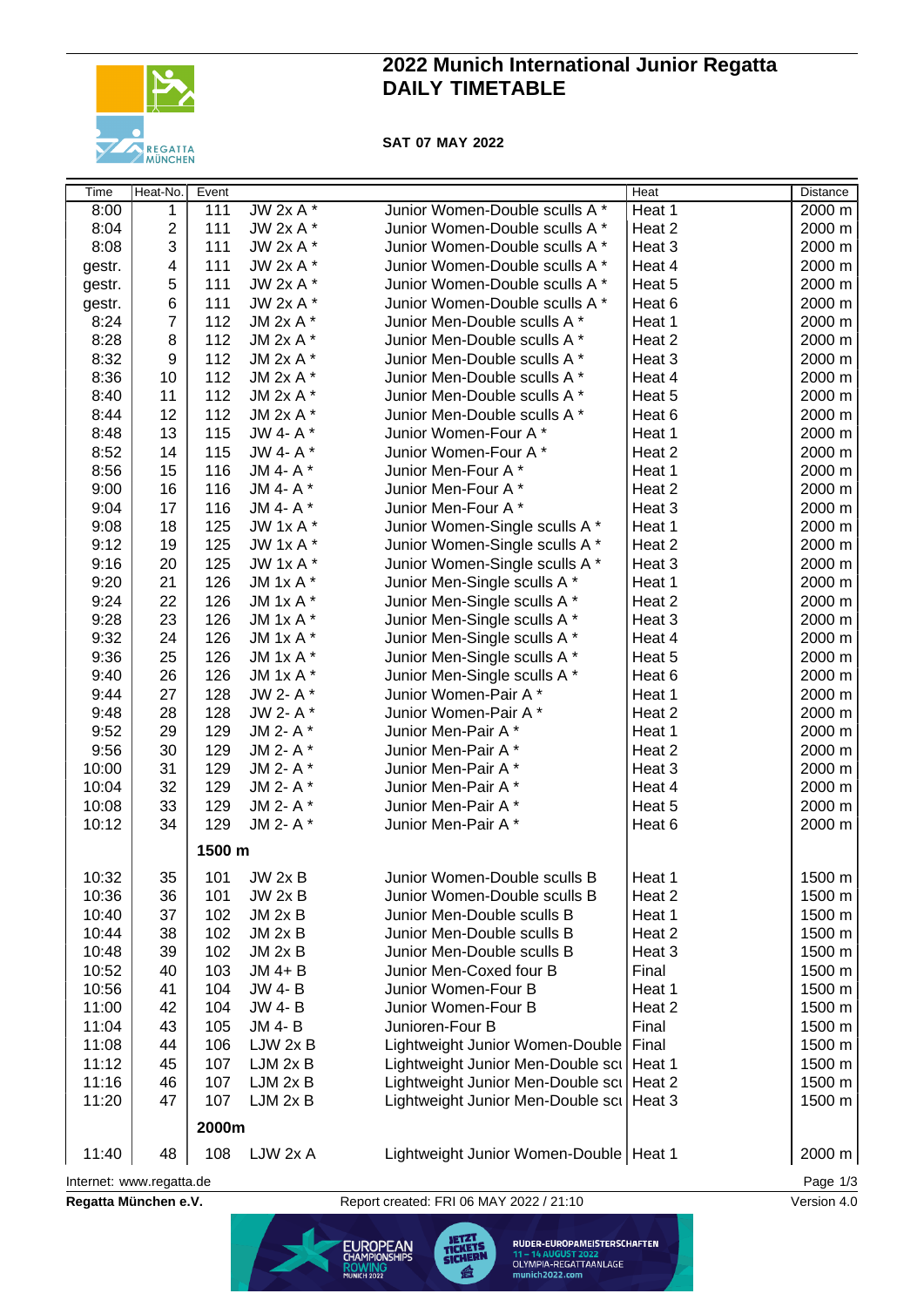# 2022 Munich International Junior Regatta
# DAILY TIMETABLE

**SAT 07 MAY 2022**

| Time | Heat-No. | Event | | | Heat | Distance |
|---|---|---|---|---|---|---|
| 8:00 | 1 | 111 | JW 2x A * | Junior Women-Double sculls A * | Heat 1 | 2000 m |
| 8:04 | 2 | 111 | JW 2x A * | Junior Women-Double sculls A * | Heat 2 | 2000 m |
| 8:08 | 3 | 111 | JW 2x A * | Junior Women-Double sculls A * | Heat 3 | 2000 m |
| gestr. | 4 | 111 | JW 2x A * | Junior Women-Double sculls A * | Heat 4 | 2000 m |
| gestr. | 5 | 111 | JW 2x A * | Junior Women-Double sculls A * | Heat 5 | 2000 m |
| gestr. | 6 | 111 | JW 2x A * | Junior Women-Double sculls A * | Heat 6 | 2000 m |
| 8:24 | 7 | 112 | JM 2x A * | Junior Men-Double sculls A * | Heat 1 | 2000 m |
| 8:28 | 8 | 112 | JM 2x A * | Junior Men-Double sculls A * | Heat 2 | 2000 m |
| 8:32 | 9 | 112 | JM 2x A * | Junior Men-Double sculls A * | Heat 3 | 2000 m |
| 8:36 | 10 | 112 | JM 2x A * | Junior Men-Double sculls A * | Heat 4 | 2000 m |
| 8:40 | 11 | 112 | JM 2x A * | Junior Men-Double sculls A * | Heat 5 | 2000 m |
| 8:44 | 12 | 112 | JM 2x A * | Junior Men-Double sculls A * | Heat 6 | 2000 m |
| 8:48 | 13 | 115 | JW 4- A * | Junior Women-Four A * | Heat 1 | 2000 m |
| 8:52 | 14 | 115 | JW 4- A * | Junior Women-Four A * | Heat 2 | 2000 m |
| 8:56 | 15 | 116 | JM 4- A * | Junior Men-Four A * | Heat 1 | 2000 m |
| 9:00 | 16 | 116 | JM 4- A * | Junior Men-Four A * | Heat 2 | 2000 m |
| 9:04 | 17 | 116 | JM 4- A * | Junior Men-Four A * | Heat 3 | 2000 m |
| 9:08 | 18 | 125 | JW 1x A * | Junior Women-Single sculls A * | Heat 1 | 2000 m |
| 9:12 | 19 | 125 | JW 1x A * | Junior Women-Single sculls A * | Heat 2 | 2000 m |
| 9:16 | 20 | 125 | JW 1x A * | Junior Women-Single sculls A * | Heat 3 | 2000 m |
| 9:20 | 21 | 126 | JM 1x A * | Junior Men-Single sculls A * | Heat 1 | 2000 m |
| 9:24 | 22 | 126 | JM 1x A * | Junior Men-Single sculls A * | Heat 2 | 2000 m |
| 9:28 | 23 | 126 | JM 1x A * | Junior Men-Single sculls A * | Heat 3 | 2000 m |
| 9:32 | 24 | 126 | JM 1x A * | Junior Men-Single sculls A * | Heat 4 | 2000 m |
| 9:36 | 25 | 126 | JM 1x A * | Junior Men-Single sculls A * | Heat 5 | 2000 m |
| 9:40 | 26 | 126 | JM 1x A * | Junior Men-Single sculls A * | Heat 6 | 2000 m |
| 9:44 | 27 | 128 | JW 2- A * | Junior Women-Pair A * | Heat 1 | 2000 m |
| 9:48 | 28 | 128 | JW 2- A * | Junior Women-Pair A * | Heat 2 | 2000 m |
| 9:52 | 29 | 129 | JM 2- A * | Junior Men-Pair A * | Heat 1 | 2000 m |
| 9:56 | 30 | 129 | JM 2- A * | Junior Men-Pair A * | Heat 2 | 2000 m |
| 10:00 | 31 | 129 | JM 2- A * | Junior Men-Pair A * | Heat 3 | 2000 m |
| 10:04 | 32 | 129 | JM 2- A * | Junior Men-Pair A * | Heat 4 | 2000 m |
| 10:08 | 33 | 129 | JM 2- A * | Junior Men-Pair A * | Heat 5 | 2000 m |
| 10:12 | 34 | 129 | JM 2- A * | Junior Men-Pair A * | Heat 6 | 2000 m |
| | | **1500 m** | | | | |
| 10:32 | 35 | 101 | JW 2x B | Junior Women-Double sculls B | Heat 1 | 1500 m |
| 10:36 | 36 | 101 | JW 2x B | Junior Women-Double sculls B | Heat 2 | 1500 m |
| 10:40 | 37 | 102 | JM 2x B | Junior Men-Double sculls B | Heat 1 | 1500 m |
| 10:44 | 38 | 102 | JM 2x B | Junior Men-Double sculls B | Heat 2 | 1500 m |
| 10:48 | 39 | 102 | JM 2x B | Junior Men-Double sculls B | Heat 3 | 1500 m |
| 10:52 | 40 | 103 | JM 4+ B | Junior Men-Coxed four B | Final | 1500 m |
| 10:56 | 41 | 104 | JW 4- B | Junior Women-Four B | Heat 1 | 1500 m |
| 11:00 | 42 | 104 | JW 4- B | Junior Women-Four B | Heat 2 | 1500 m |
| 11:04 | 43 | 105 | JM 4- B | Junioren-Four B | Final | 1500 m |
| 11:08 | 44 | 106 | LJW 2x B | Lightweight Junior Women-Double | Final | 1500 m |
| 11:12 | 45 | 107 | LJM 2x B | Lightweight Junior Men-Double scu | Heat 1 | 1500 m |
| 11:16 | 46 | 107 | LJM 2x B | Lightweight Junior Men-Double scu | Heat 2 | 1500 m |
| 11:20 | 47 | 107 | LJM 2x B | Lightweight Junior Men-Double scu | Heat 3 | 1500 m |
| | | **2000m** | | | | |
| 11:40 | 48 | 108 | LJW 2x A | Lightweight Junior Women-Double | Heat 1 | 2000 m |

Internet: www.regatta.de

**Regatta München e.V.** Report created: FRI 06 MAY 2022 / 21:10 Version 4.0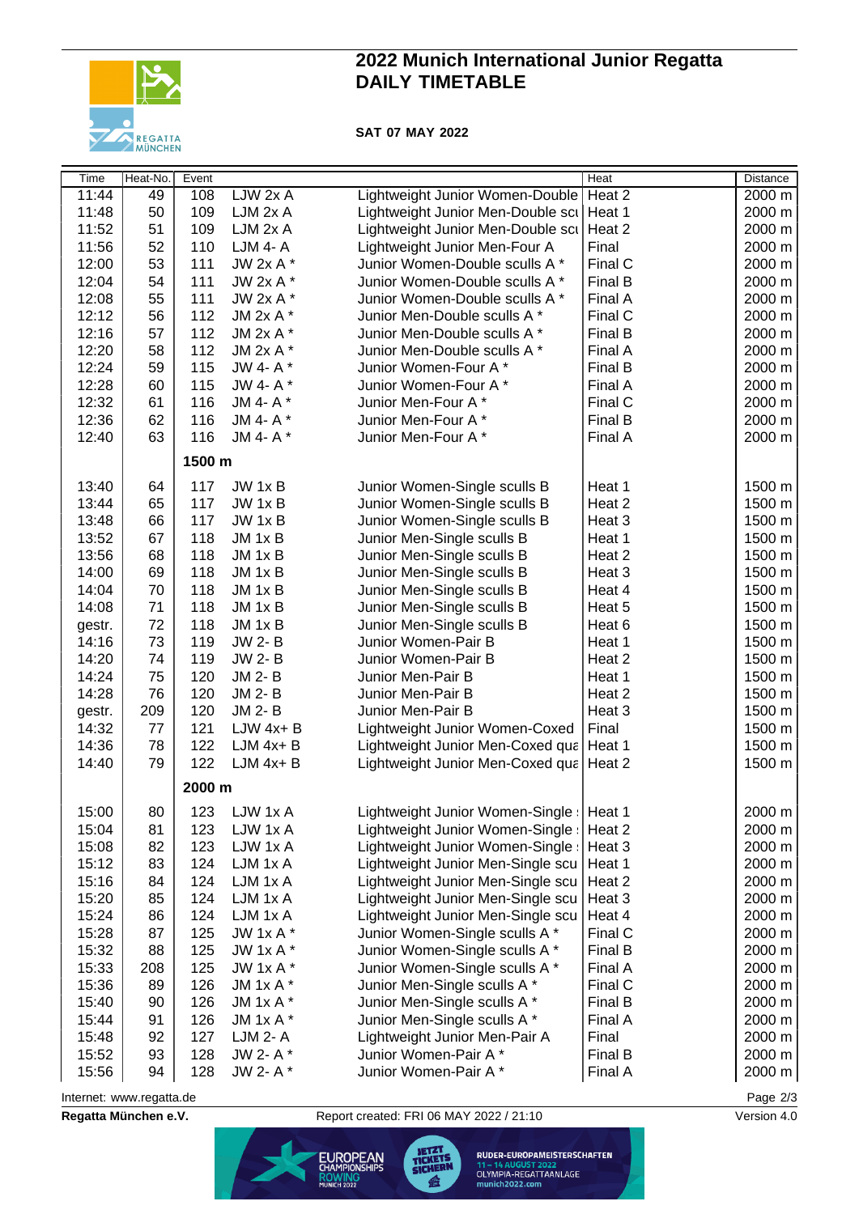# 2022 Munich International Junior Regatta
# DAILY TIMETABLE

**SAT 07 MAY 2022**

| Time | Heat-No. | Event | | | Heat | Distance |
|---|---|---|---|---|---|---|
| 11:44 | 49 | 108 | LJW 2x A | Lightweight Junior Women-Double | Heat 2 | 2000 m |
| 11:48 | 50 | 109 | LJM 2x A | Lightweight Junior Men-Double scu | Heat 1 | 2000 m |
| 11:52 | 51 | 109 | LJM 2x A | Lightweight Junior Men-Double scu | Heat 2 | 2000 m |
| 11:56 | 52 | 110 | LJM 4- A | Lightweight Junior Men-Four A | Final | 2000 m |
| 12:00 | 53 | 111 | JW 2x A * | Junior Women-Double sculls A * | Final C | 2000 m |
| 12:04 | 54 | 111 | JW 2x A * | Junior Women-Double sculls A * | Final B | 2000 m |
| 12:08 | 55 | 111 | JW 2x A * | Junior Women-Double sculls A * | Final A | 2000 m |
| 12:12 | 56 | 112 | JM 2x A * | Junior Men-Double sculls A * | Final C | 2000 m |
| 12:16 | 57 | 112 | JM 2x A * | Junior Men-Double sculls A * | Final B | 2000 m |
| 12:20 | 58 | 112 | JM 2x A * | Junior Men-Double sculls A * | Final A | 2000 m |
| 12:24 | 59 | 115 | JW 4- A * | Junior Women-Four A * | Final B | 2000 m |
| 12:28 | 60 | 115 | JW 4- A * | Junior Women-Four A * | Final A | 2000 m |
| 12:32 | 61 | 116 | JM 4- A * | Junior Men-Four A * | Final C | 2000 m |
| 12:36 | 62 | 116 | JM 4- A * | Junior Men-Four A * | Final B | 2000 m |
| 12:40 | 63 | 116 | JM 4- A * | Junior Men-Four A * | Final A | 2000 m |
| | | **1500 m** | | | | |
| 13:40 | 64 | 117 | JW 1x B | Junior Women-Single sculls B | Heat 1 | 1500 m |
| 13:44 | 65 | 117 | JW 1x B | Junior Women-Single sculls B | Heat 2 | 1500 m |
| 13:48 | 66 | 117 | JW 1x B | Junior Women-Single sculls B | Heat 3 | 1500 m |
| 13:52 | 67 | 118 | JM 1x B | Junior Men-Single sculls B | Heat 1 | 1500 m |
| 13:56 | 68 | 118 | JM 1x B | Junior Men-Single sculls B | Heat 2 | 1500 m |
| 14:00 | 69 | 118 | JM 1x B | Junior Men-Single sculls B | Heat 3 | 1500 m |
| 14:04 | 70 | 118 | JM 1x B | Junior Men-Single sculls B | Heat 4 | 1500 m |
| 14:08 | 71 | 118 | JM 1x B | Junior Men-Single sculls B | Heat 5 | 1500 m |
| gestr. | 72 | 118 | JM 1x B | Junior Men-Single sculls B | Heat 6 | 1500 m |
| 14:16 | 73 | 119 | JW 2- B | Junior Women-Pair B | Heat 1 | 1500 m |
| 14:20 | 74 | 119 | JW 2- B | Junior Women-Pair B | Heat 2 | 1500 m |
| 14:24 | 75 | 120 | JM 2- B | Junior Men-Pair B | Heat 1 | 1500 m |
| 14:28 | 76 | 120 | JM 2- B | Junior Men-Pair B | Heat 2 | 1500 m |
| gestr. | 209 | 120 | JM 2- B | Junior Men-Pair B | Heat 3 | 1500 m |
| 14:32 | 77 | 121 | LJW 4x+ B | Lightweight Junior Women-Coxed | Final | 1500 m |
| 14:36 | 78 | 122 | LJM 4x+ B | Lightweight Junior Men-Coxed qua | Heat 1 | 1500 m |
| 14:40 | 79 | 122 | LJM 4x+ B | Lightweight Junior Men-Coxed qua | Heat 2 | 1500 m |
| | | **2000 m** | | | | |
| 15:00 | 80 | 123 | LJW 1x A | Lightweight Junior Women-Single | Heat 1 | 2000 m |
| 15:04 | 81 | 123 | LJW 1x A | Lightweight Junior Women-Single | Heat 2 | 2000 m |
| 15:08 | 82 | 123 | LJW 1x A | Lightweight Junior Women-Single | Heat 3 | 2000 m |
| 15:12 | 83 | 124 | LJM 1x A | Lightweight Junior Men-Single scu | Heat 1 | 2000 m |
| 15:16 | 84 | 124 | LJM 1x A | Lightweight Junior Men-Single scu | Heat 2 | 2000 m |
| 15:20 | 85 | 124 | LJM 1x A | Lightweight Junior Men-Single scu | Heat 3 | 2000 m |
| 15:24 | 86 | 124 | LJM 1x A | Lightweight Junior Men-Single scu | Heat 4 | 2000 m |
| 15:28 | 87 | 125 | JW 1x A * | Junior Women-Single sculls A * | Final C | 2000 m |
| 15:32 | 88 | 125 | JW 1x A * | Junior Women-Single sculls A * | Final B | 2000 m |
| 15:33 | 208 | 125 | JW 1x A * | Junior Women-Single sculls A * | Final A | 2000 m |
| 15:36 | 89 | 126 | JM 1x A * | Junior Men-Single sculls A * | Final C | 2000 m |
| 15:40 | 90 | 126 | JM 1x A * | Junior Men-Single sculls A * | Final B | 2000 m |
| 15:44 | 91 | 126 | JM 1x A * | Junior Men-Single sculls A * | Final A | 2000 m |
| 15:48 | 92 | 127 | LJM 2- A | Lightweight Junior Men-Pair A | Final | 2000 m |
| 15:52 | 93 | 128 | JW 2- A * | Junior Women-Pair A * | Final B | 2000 m |
| 15:56 | 94 | 128 | JW 2- A * | Junior Women-Pair A * | Final A | 2000 m |

Internet: www.regatta.de

**Regatta München e.V.** Report created: FRI 06 MAY 2022 / 21:10 Version 4.0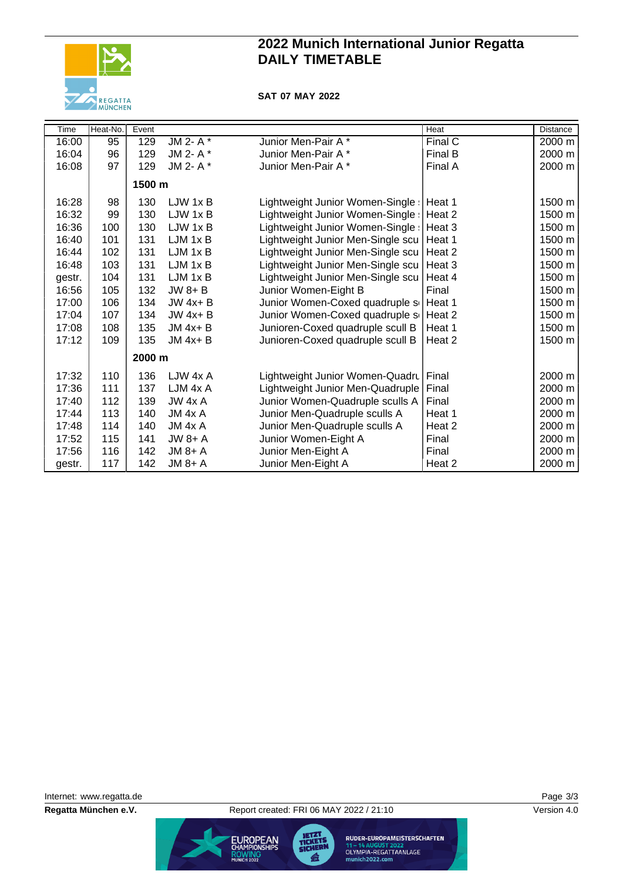# 2022 Munich International Junior Regatta
# DAILY TIMETABLE

**SAT 07 MAY 2022**

| Time | Heat-No. | Event | | | Heat | Distance |
|---|---|---|---|---|---|---|
| 16:00 | 95 | 129 | JM 2- A * | Junior Men-Pair A * | Final C | 2000 m |
| 16:04 | 96 | 129 | JM 2- A * | Junior Men-Pair A * | Final B | 2000 m |
| 16:08 | 97 | 129 | JM 2- A * | Junior Men-Pair A * | Final A | 2000 m |
| | | **1500 m** | | | | |
| 16:28 | 98 | 130 | LJW 1x B | Lightweight Junior Women-Single : | Heat 1 | 1500 m |
| 16:32 | 99 | 130 | LJW 1x B | Lightweight Junior Women-Single : | Heat 2 | 1500 m |
| 16:36 | 100 | 130 | LJW 1x B | Lightweight Junior Women-Single : | Heat 3 | 1500 m |
| 16:40 | 101 | 131 | LJM 1x B | Lightweight Junior Men-Single scu | Heat 1 | 1500 m |
| 16:44 | 102 | 131 | LJM 1x B | Lightweight Junior Men-Single scu | Heat 2 | 1500 m |
| 16:48 | 103 | 131 | LJM 1x B | Lightweight Junior Men-Single scu | Heat 3 | 1500 m |
| gestr. | 104 | 131 | LJM 1x B | Lightweight Junior Men-Single scu | Heat 4 | 1500 m |
| 16:56 | 105 | 132 | JW 8+ B | Junior Women-Eight B | Final | 1500 m |
| 17:00 | 106 | 134 | JW 4x+ B | Junior Women-Coxed quadruple s | Heat 1 | 1500 m |
| 17:04 | 107 | 134 | JW 4x+ B | Junior Women-Coxed quadruple s | Heat 2 | 1500 m |
| 17:08 | 108 | 135 | JM 4x+ B | Junioren-Coxed quadruple scull B | Heat 1 | 1500 m |
| 17:12 | 109 | 135 | JM 4x+ B | Junioren-Coxed quadruple scull B | Heat 2 | 1500 m |
| | | **2000 m** | | | | |
| 17:32 | 110 | 136 | LJW 4x A | Lightweight Junior Women-Quadru | Final | 2000 m |
| 17:36 | 111 | 137 | LJM 4x A | Lightweight Junior Men-Quadruple | Final | 2000 m |
| 17:40 | 112 | 139 | JW 4x A | Junior Women-Quadruple sculls A | Final | 2000 m |
| 17:44 | 113 | 140 | JM 4x A | Junior Men-Quadruple sculls A | Heat 1 | 2000 m |
| 17:48 | 114 | 140 | JM 4x A | Junior Men-Quadruple sculls A | Heat 2 | 2000 m |
| 17:52 | 115 | 141 | JW 8+ A | Junior Women-Eight A | Final | 2000 m |
| 17:56 | 116 | 142 | JM 8+ A | Junior Men-Eight A | Final | 2000 m |
| gestr. | 117 | 142 | JM 8+ A | Junior Men-Eight A | Heat 2 | 2000 m |

Internet: www.regatta.de

**Regatta München e.V.** Report created: FRI 06 MAY 2022 / 21:10 Version 4.0